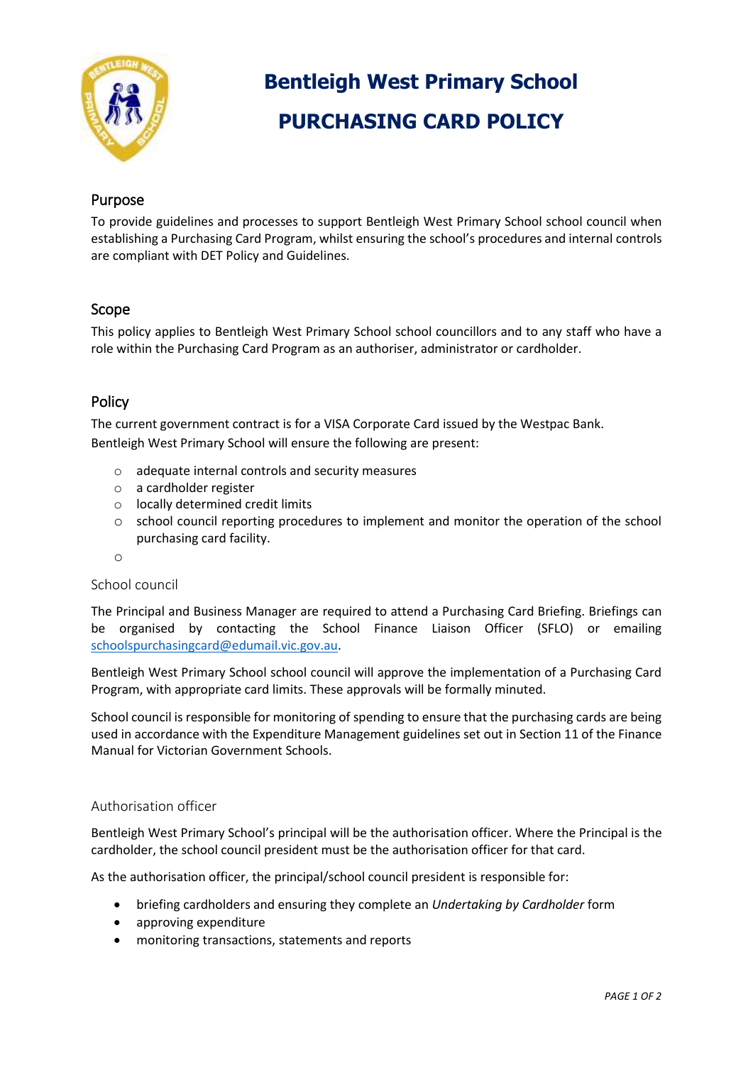# Bentleigh West Primary School

# PURCHASING CARD POLICY

## Purpose

To provide guidelines and processes to support Bentleigh West Primary School school council when establishing a Purchasing Card Program, whilst ensuring the school's procedures and internal controls are compliant with DET Policy and Guidelines.

## Scope

This policy applies to Bentleigh West Primary School school councillors and to any staff who have a role within the Purchasing Card Program as an authoriser, administrator or cardholder.

## Policy

The current government contract is for a VISA Corporate Card issued by the Westpac Bank.
Bentleigh West Primary School will ensure the following are present:

- adequate internal controls and security measures
- a cardholder register
- locally determined credit limits
- school council reporting procedures to implement and monitor the operation of the school purchasing card facility.

### School council

The Principal and Business Manager are required to attend a Purchasing Card Briefing. Briefings can be organised by contacting the School Finance Liaison Officer (SFLO) or emailing schoolspurchasingcard@edumail.vic.gov.au.

Bentleigh West Primary School school council will approve the implementation of a Purchasing Card Program, with appropriate card limits. These approvals will be formally minuted.

School council is responsible for monitoring of spending to ensure that the purchasing cards are being used in accordance with the Expenditure Management guidelines set out in Section 11 of the Finance Manual for Victorian Government Schools.

### Authorisation officer

Bentleigh West Primary School's principal will be the authorisation officer. Where the Principal is the cardholder, the school council president must be the authorisation officer for that card.

As the authorisation officer, the principal/school council president is responsible for:

- briefing cardholders and ensuring they complete an *Undertaking by Cardholder* form
- approving expenditure
- monitoring transactions, statements and reports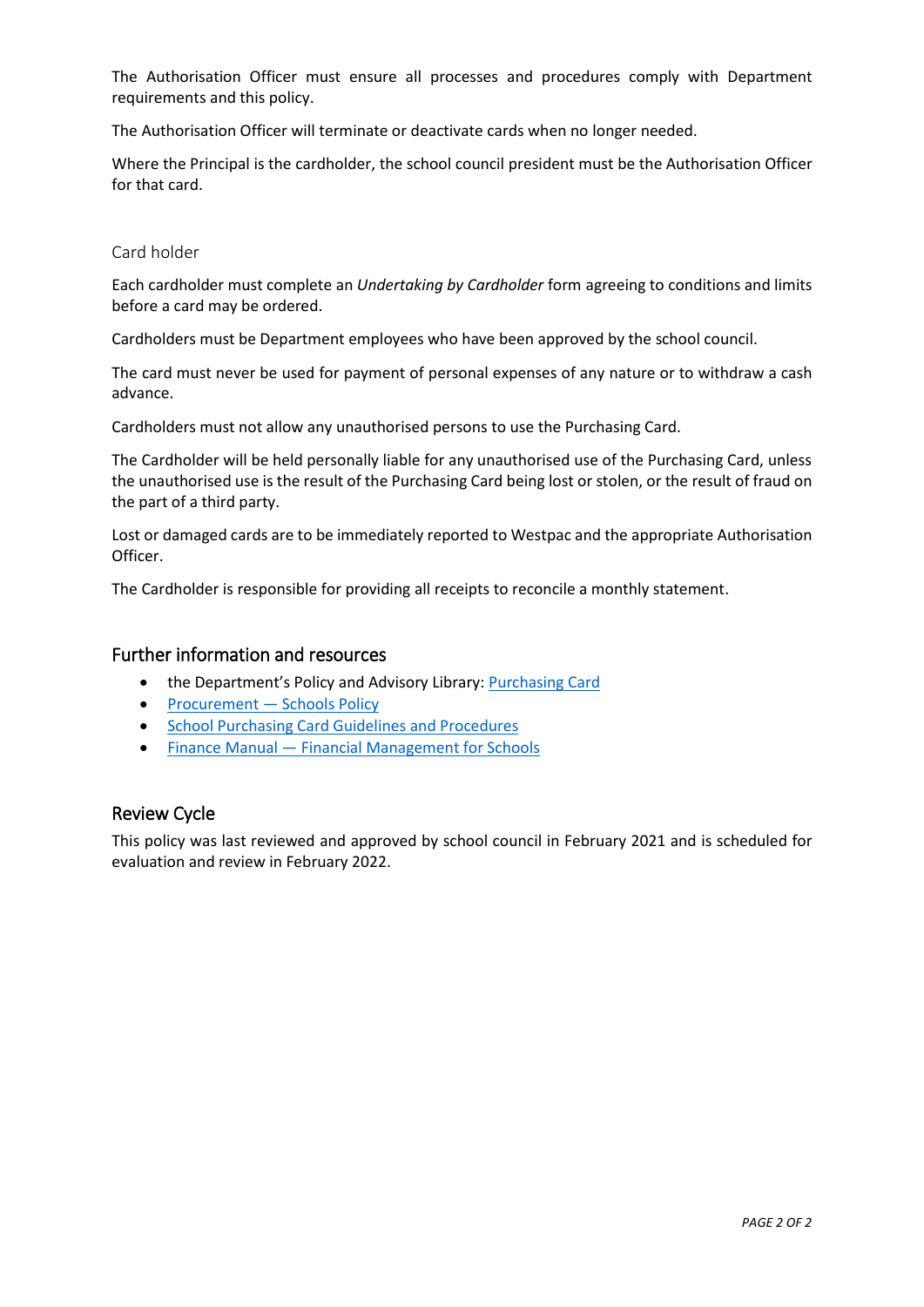The Authorisation Officer must ensure all processes and procedures comply with Department requirements and this policy.

The Authorisation Officer will terminate or deactivate cards when no longer needed.

Where the Principal is the cardholder, the school council president must be the Authorisation Officer for that card.

### Card holder

Each cardholder must complete an *Undertaking by Cardholder* form agreeing to conditions and limits before a card may be ordered.

Cardholders must be Department employees who have been approved by the school council.

The card must never be used for payment of personal expenses of any nature or to withdraw a cash advance.

Cardholders must not allow any unauthorised persons to use the Purchasing Card.

The Cardholder will be held personally liable for any unauthorised use of the Purchasing Card, unless the unauthorised use is the result of the Purchasing Card being lost or stolen, or the result of fraud on the part of a third party.

Lost or damaged cards are to be immediately reported to Westpac and the appropriate Authorisation Officer.

The Cardholder is responsible for providing all receipts to reconcile a monthly statement.

## Further information and resources

- the Department's Policy and Advisory Library: Purchasing Card
- Procurement — Schools Policy
- School Purchasing Card Guidelines and Procedures
- Finance Manual — Financial Management for Schools

## Review Cycle

This policy was last reviewed and approved by school council in February 2021 and is scheduled for evaluation and review in February 2022.